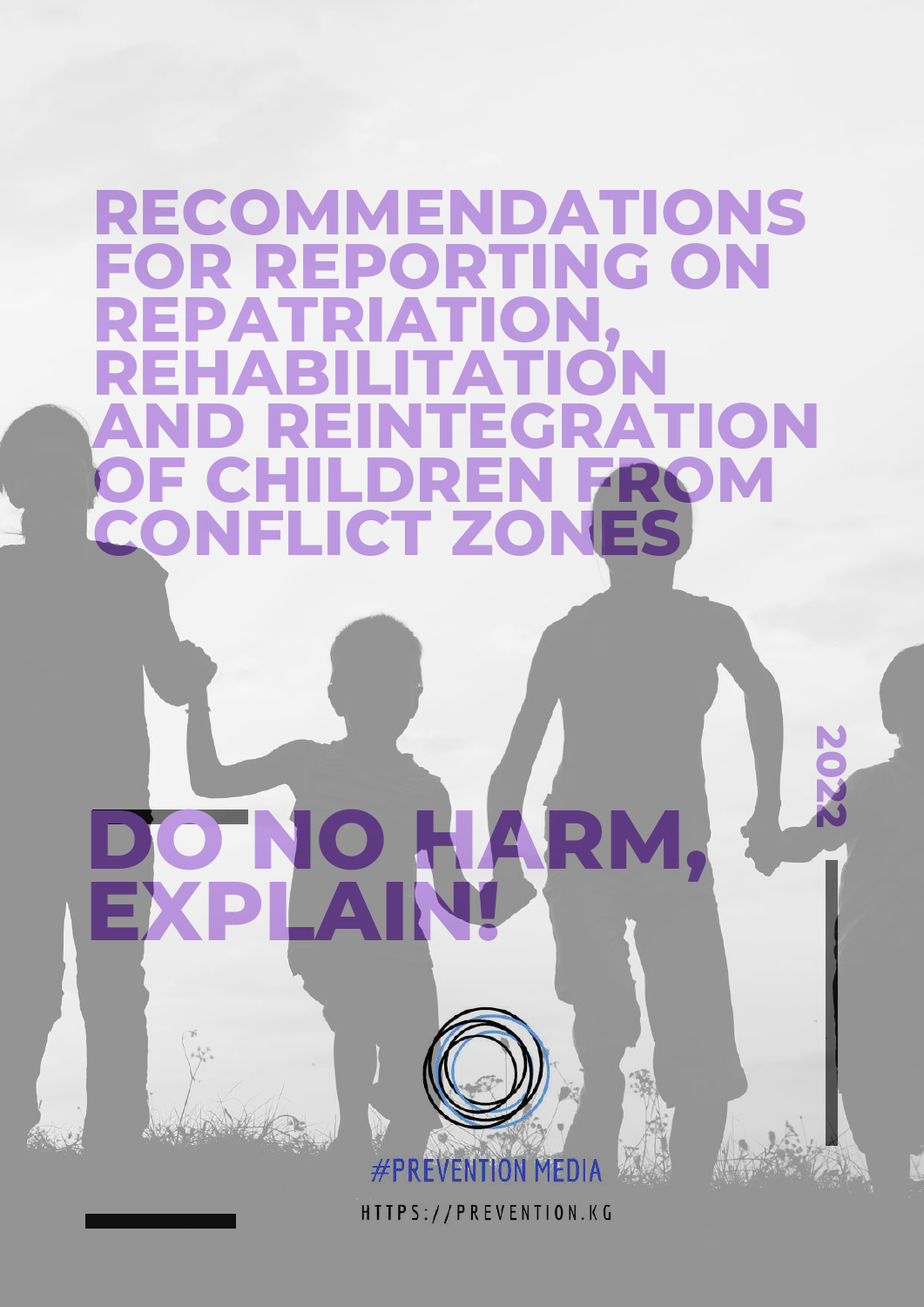# RECOMMENDATIONS FOR REPORTING ON REPATRIATION, REHABILITATION AND REINTEGRATION OF CHILDREN FROM CONFLICT ZONES

## DO NO HARM, EXPLAIN!

2022

#PREVENTION MEDIA

HTTPS://PREVENTION.KG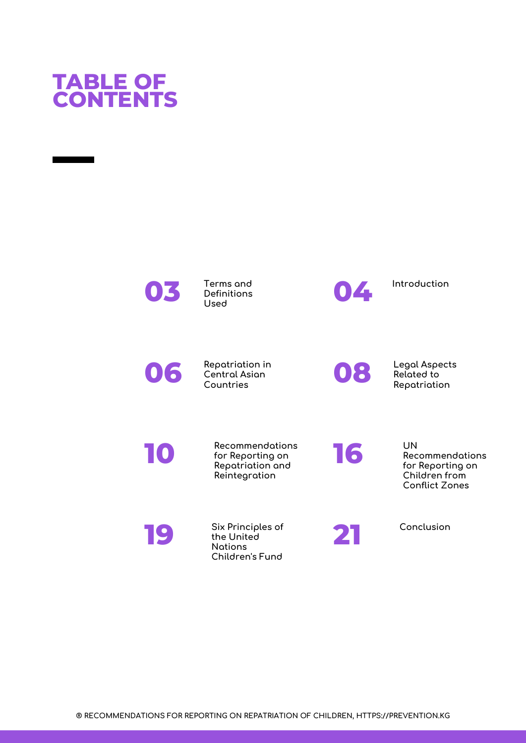# TABLE OF CONTENTS

- 03 Terms and Definitions Used
- 04 Introduction
- 06 Repatriation in Central Asian Countries
- 08 Legal Aspects Related to Repatriation
- 10 Recommendations for Reporting on Repatriation and Reintegration
- 16 UN Recommendations for Reporting on Children from Conflict Zones
- 19 Six Principles of the United Nations Children's Fund
- 21 Conclusion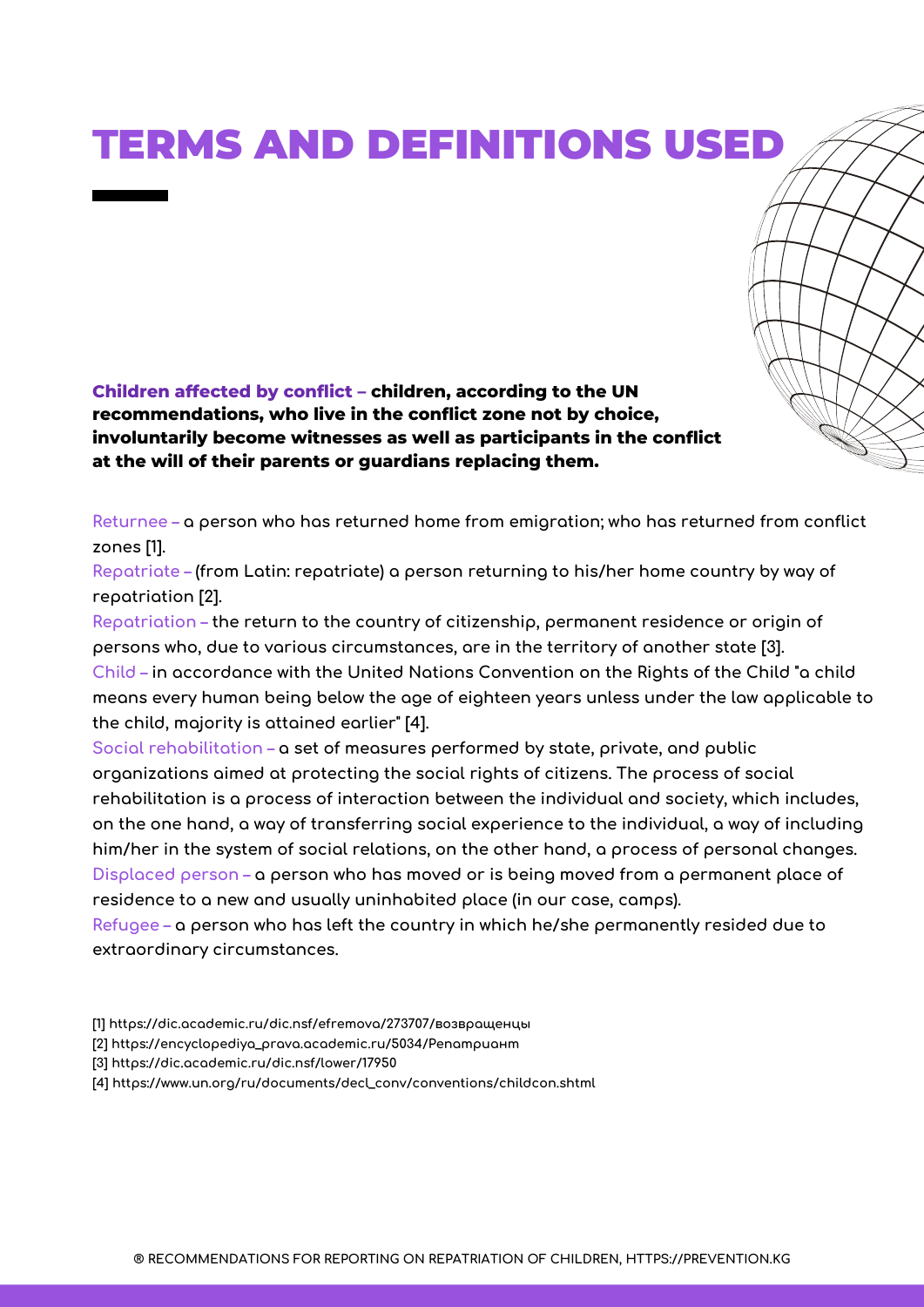# TERMS AND DEFINITIONS USED

**Children affected by conflict – children, according to the UN recommendations, who live in the conflict zone not by choice, involuntarily become witnesses as well as participants in the conflict at the will of their parents or guardians replacing them.**

Returnee – a person who has returned home from emigration; who has returned from conflict zones [1].

Repatriate – (from Latin: repatriate) a person returning to his/her home country by way of repatriation [2].

Repatriation – the return to the country of citizenship, permanent residence or origin of persons who, due to various circumstances, are in the territory of another state [3].

Child – in accordance with the United Nations Convention on the Rights of the Child "a child means every human being below the age of eighteen years unless under the law applicable to the child, majority is attained earlier" [4].

Social rehabilitation – a set of measures performed by state, private, and public organizations aimed at protecting the social rights of citizens. The process of social rehabilitation is a process of interaction between the individual and society, which includes, on the one hand, a way of transferring social experience to the individual, a way of including him/her in the system of social relations, on the other hand, a process of personal changes.

Displaced person – a person who has moved or is being moved from a permanent place of residence to a new and usually uninhabited place (in our case, camps).

Refugee – a person who has left the country in which he/she permanently resided due to extraordinary circumstances.

[1] https://dic.academic.ru/dic.nsf/efremova/273707/возвращенцы

[2] https://encyclopediya_prava.academic.ru/5034/Репатриант

[3] https://dic.academic.ru/dic.nsf/lower/17950

[4] https://www.un.org/ru/documents/decl_conv/conventions/childcon.shtml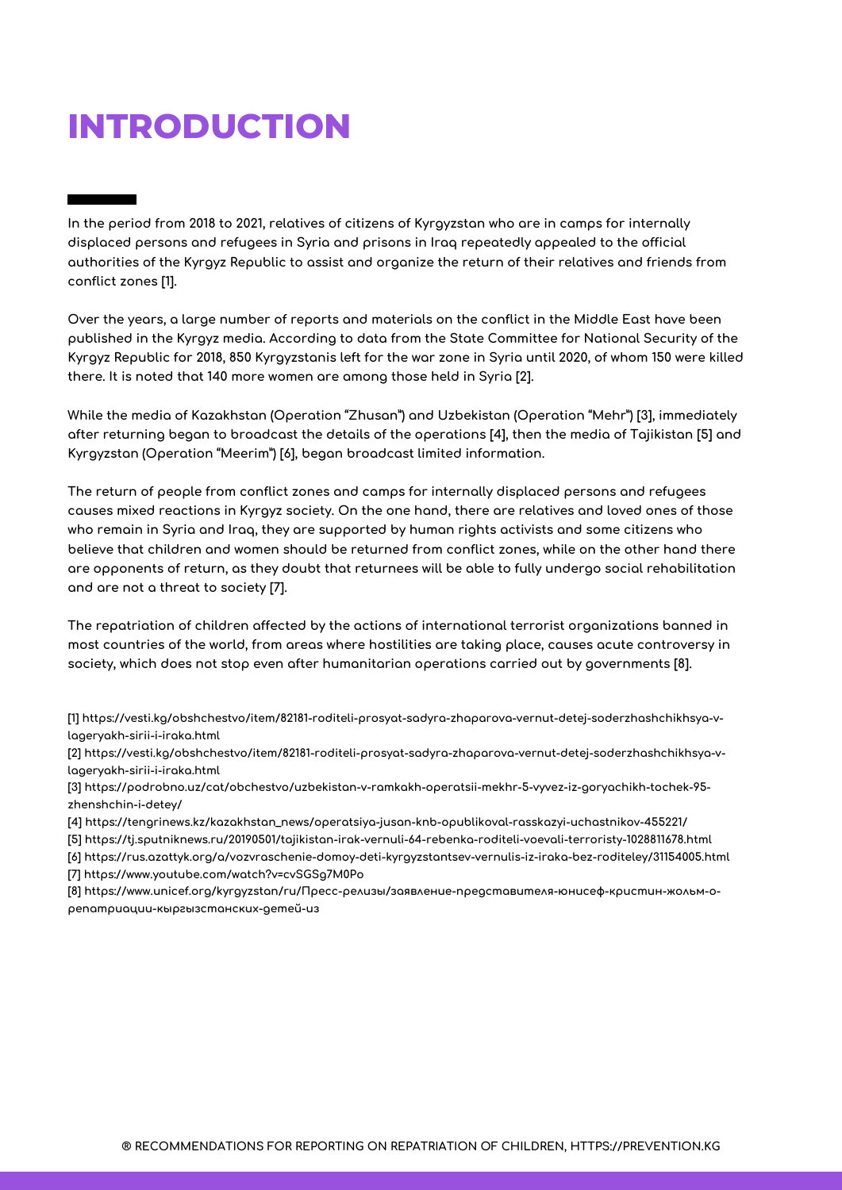# INTRODUCTION

In the period from 2018 to 2021, relatives of citizens of Kyrgyzstan who are in camps for internally displaced persons and refugees in Syria and prisons in Iraq repeatedly appealed to the official authorities of the Kyrgyz Republic to assist and organize the return of their relatives and friends from conflict zones [1].

Over the years, a large number of reports and materials on the conflict in the Middle East have been published in the Kyrgyz media. According to data from the State Committee for National Security of the Kyrgyz Republic for 2018, 850 Kyrgyzstanis left for the war zone in Syria until 2020, of whom 150 were killed there. It is noted that 140 more women are among those held in Syria [2].

While the media of Kazakhstan (Operation "Zhusan") and Uzbekistan (Operation "Mehr") [3], immediately after returning began to broadcast the details of the operations [4], then the media of Tajikistan [5] and Kyrgyzstan (Operation "Meerim") [6], began broadcast limited information.

The return of people from conflict zones and camps for internally displaced persons and refugees causes mixed reactions in Kyrgyz society. On the one hand, there are relatives and loved ones of those who remain in Syria and Iraq, they are supported by human rights activists and some citizens who believe that children and women should be returned from conflict zones, while on the other hand there are opponents of return, as they doubt that returnees will be able to fully undergo social rehabilitation and are not a threat to society [7].

The repatriation of children affected by the actions of international terrorist organizations banned in most countries of the world, from areas where hostilities are taking place, causes acute controversy in society, which does not stop even after humanitarian operations carried out by governments [8].

[1] https://vesti.kg/obshchestvo/item/82181-roditeli-prosyat-sadyra-zhaparova-vernut-detej-soderzhashchikhsya-v-lageryakh-sirii-i-iraka.html

[2] https://vesti.kg/obshchestvo/item/82181-roditeli-prosyat-sadyra-zhaparova-vernut-detej-soderzhashchikhsya-v-lageryakh-sirii-i-iraka.html

[3] https://podrobno.uz/cat/obchestvo/uzbekistan-v-ramkakh-operatsii-mekhr-5-vyvez-iz-goryachikh-tochek-95-zhenshchin-i-detey/

[4] https://tengrinews.kz/kazakhstan_news/operatsiya-jusan-knb-opublikoval-rasskazyi-uchastnikov-455221/

[5] https://tj.sputniknews.ru/20190501/tajikistan-irak-vernuli-64-rebenka-roditeli-voevali-terroristy-1028811678.html

[6] https://rus.azattyk.org/a/vozvraschenie-domoy-deti-kyrgyzstantsev-vernulis-iz-iraka-bez-roditeley/31154005.html

[7] https://www.youtube.com/watch?v=cvSGSg7M0Po

[8] https://www.unicef.org/kyrgyzstan/ru/Пресс-релизы/заявление-представителя-юнисеф-кристин-жольм-о-репатриации-кыргызстанских-детей-из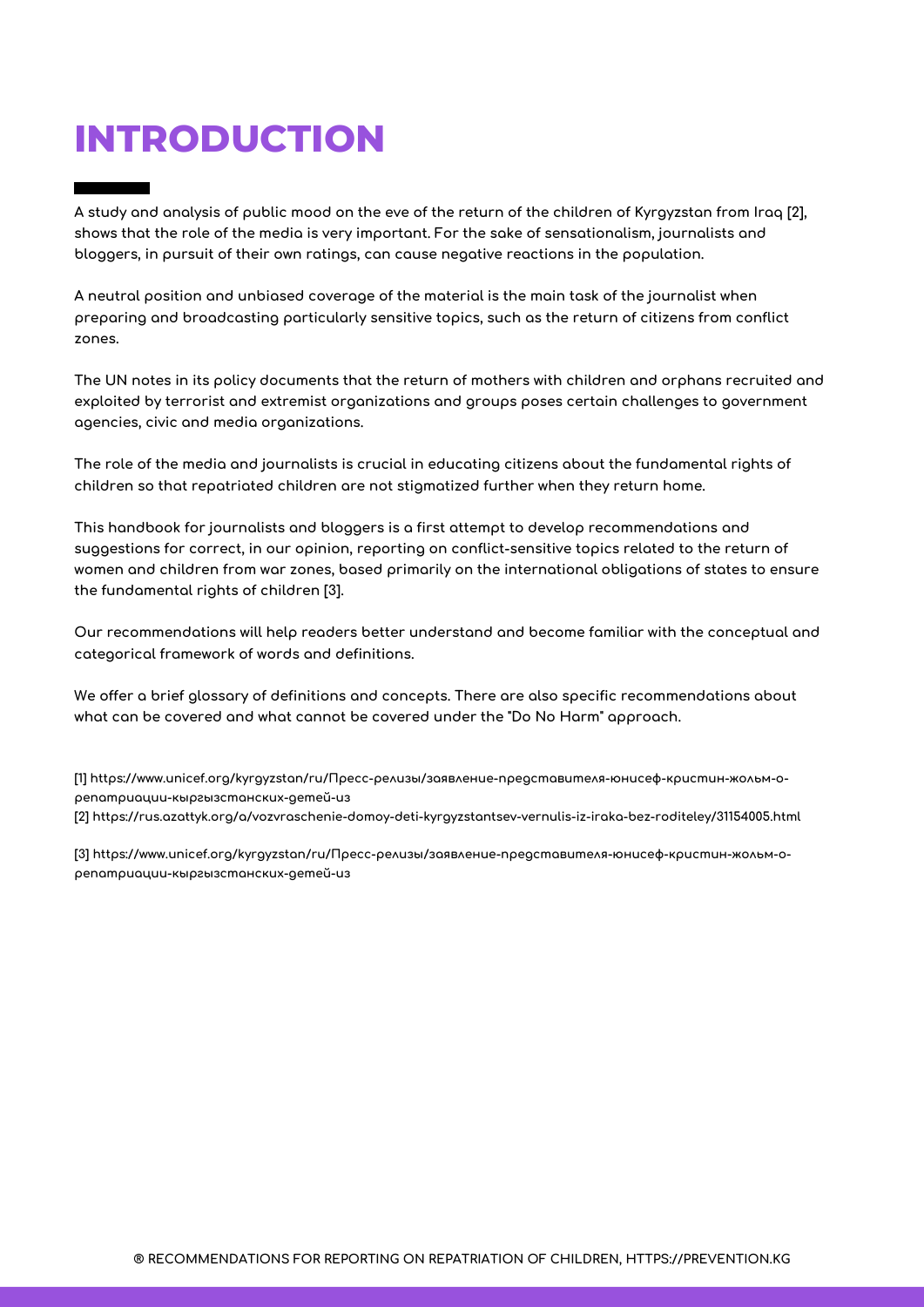# INTRODUCTION

A study and analysis of public mood on the eve of the return of the children of Kyrgyzstan from Iraq [2], shows that the role of the media is very important. For the sake of sensationalism, journalists and bloggers, in pursuit of their own ratings, can cause negative reactions in the population.

A neutral position and unbiased coverage of the material is the main task of the journalist when preparing and broadcasting particularly sensitive topics, such as the return of citizens from conflict zones.

The UN notes in its policy documents that the return of mothers with children and orphans recruited and exploited by terrorist and extremist organizations and groups poses certain challenges to government agencies, civic and media organizations.

The role of the media and journalists is crucial in educating citizens about the fundamental rights of children so that repatriated children are not stigmatized further when they return home.

This handbook for journalists and bloggers is a first attempt to develop recommendations and suggestions for correct, in our opinion, reporting on conflict-sensitive topics related to the return of women and children from war zones, based primarily on the international obligations of states to ensure the fundamental rights of children [3].

Our recommendations will help readers better understand and become familiar with the conceptual and categorical framework of words and definitions.

We offer a brief glossary of definitions and concepts. There are also specific recommendations about what can be covered and what cannot be covered under the "Do No Harm" approach.

[1] https://www.unicef.org/kyrgyzstan/ru/Пресс-релизы/заявление-представителя-юнисеф-кристин-жольм-о-репатриации-кыргызстанских-детей-из

[2] https://rus.azattyk.org/a/vozvraschenie-domoy-deti-kyrgyzstantsev-vernulis-iz-iraka-bez-roditeley/31154005.html

[3] https://www.unicef.org/kyrgyzstan/ru/Пресс-релизы/заявление-представителя-юнисеф-кристин-жольм-о-репатриации-кыргызстанских-детей-из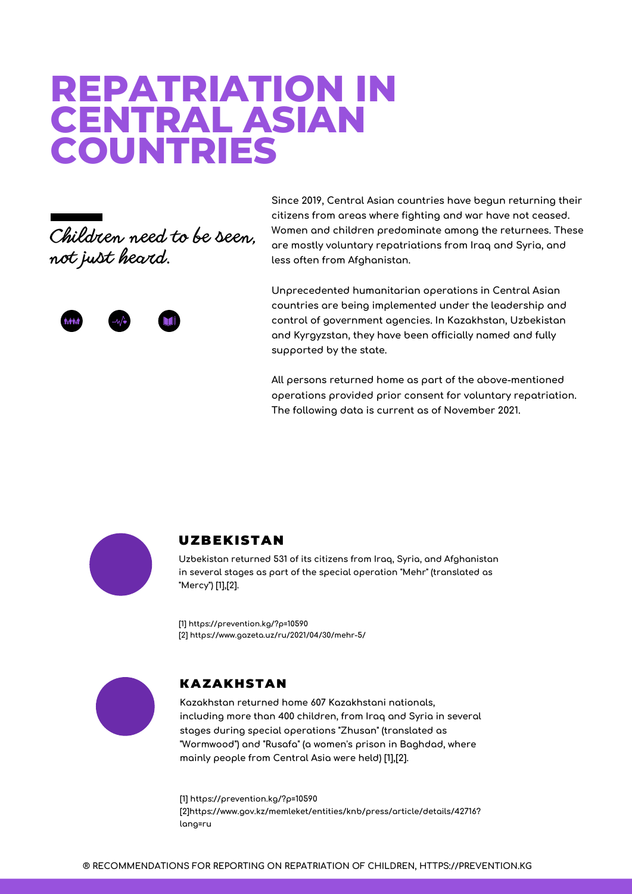# REPATRIATION IN CENTRAL ASIAN COUNTRIES

*Children need to be seen, not just heard.*

Since 2019, Central Asian countries have begun returning their citizens from areas where fighting and war have not ceased. Women and children predominate among the returnees. These are mostly voluntary repatriations from Iraq and Syria, and less often from Afghanistan.

Unprecedented humanitarian operations in Central Asian countries are being implemented under the leadership and control of government agencies. In Kazakhstan, Uzbekistan and Kyrgyzstan, they have been officially named and fully supported by the state.

All persons returned home as part of the above-mentioned operations provided prior consent for voluntary repatriation. The following data is current as of November 2021.

## UZBEKISTAN

Uzbekistan returned 531 of its citizens from Iraq, Syria, and Afghanistan in several stages as part of the special operation "Mehr" (translated as "Mercy") [1],[2].

[1] https://prevention.kg/?p=10590
[2] https://www.gazeta.uz/ru/2021/04/30/mehr-5/

## KAZAKHSTAN

Kazakhstan returned home 607 Kazakhstani nationals, including more than 400 children, from Iraq and Syria in several stages during special operations "Zhusan" (translated as "Wormwood") and "Rusafa" (a women's prison in Baghdad, where mainly people from Central Asia were held) [1],[2].

[1] https://prevention.kg/?p=10590
[2]https://www.gov.kz/memleket/entities/knb/press/article/details/42716?lang=ru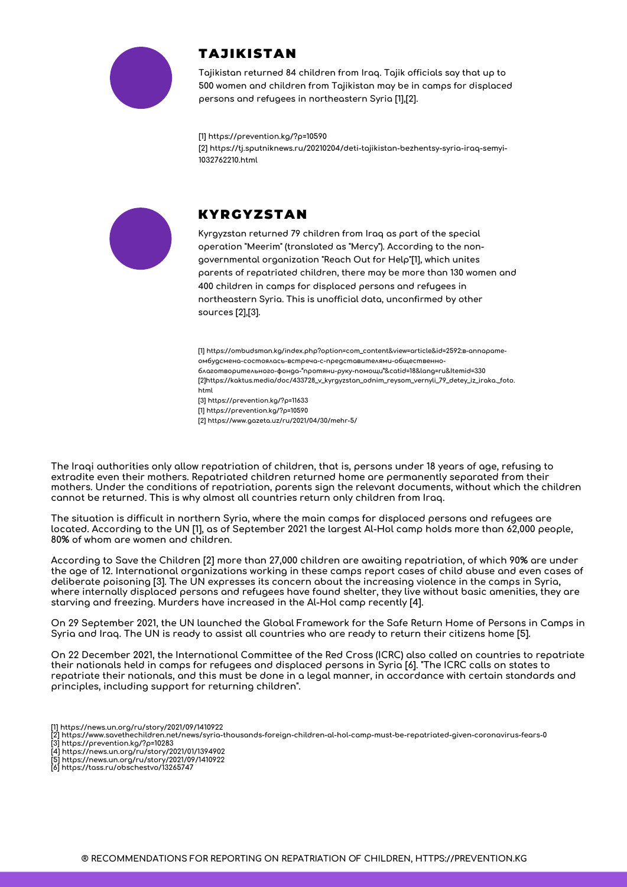## TAJIKISTAN

Tajikistan returned 84 children from Iraq. Tajik officials say that up to 500 women and children from Tajikistan may be in camps for displaced persons and refugees in northeastern Syria [1],[2].

[1] https://prevention.kg/?p=10590
[2] https://tj.sputniknews.ru/20210204/deti-tajikistan-bezhentsy-syria-iraq-semyi-1032762210.html

## KYRGYZSTAN

Kyrgyzstan returned 79 children from Iraq as part of the special operation "Meerim" (translated as "Mercy"). According to the non-governmental organization "Reach Out for Help"[1], which unites parents of repatriated children, there may be more than 130 women and 400 children in camps for displaced persons and refugees in northeastern Syria. This is unofficial data, unconfirmed by other sources [2],[3].

[1] https://ombudsman.kg/index.php?option=com_content&view=article&id=2592:в-аппарате-омбудсмена-состоялась-встреча-с-представителями-общественно-благотворительного-фонда-"протяни-руку-помощи"&catid=18&lang=ru&Itemid=330
[2]https://kaktus.media/doc/433728_v_kyrgyzstan_odnim_reysom_vernyli_79_detey_iz_iraka._foto.html
[3] https://prevention.kg/?p=11633
[1] https://prevention.kg/?p=10590
[2] https://www.gazeta.uz/ru/2021/04/30/mehr-5/

The Iraqi authorities only allow repatriation of children, that is, persons under 18 years of age, refusing to extradite even their mothers. Repatriated children returned home are permanently separated from their mothers. Under the conditions of repatriation, parents sign the relevant documents, without which the children cannot be returned. This is why almost all countries return only children from Iraq.

The situation is difficult in northern Syria, where the main camps for displaced persons and refugees are located. According to the UN [1], as of September 2021 the largest Al-Hol camp holds more than 62,000 people, 80% of whom are women and children.

According to Save the Children [2] more than 27,000 children are awaiting repatriation, of which 90% are under the age of 12. International organizations working in these camps report cases of child abuse and even cases of deliberate poisoning [3]. The UN expresses its concern about the increasing violence in the camps in Syria, where internally displaced persons and refugees have found shelter, they live without basic amenities, they are starving and freezing. Murders have increased in the Al-Hol camp recently [4].

On 29 September 2021, the UN launched the Global Framework for the Safe Return Home of Persons in Camps in Syria and Iraq. The UN is ready to assist all countries who are ready to return their citizens home [5].

On 22 December 2021, the International Committee of the Red Cross (ICRC) also called on countries to repatriate their nationals held in camps for refugees and displaced persons in Syria [6]. "The ICRC calls on states to repatriate their nationals, and this must be done in a legal manner, in accordance with certain standards and principles, including support for returning children".

[1] https://news.un.org/ru/story/2021/09/1410922
[2] https://www.savethechildren.net/news/syria-thousands-foreign-children-al-hol-camp-must-be-repatriated-given-coronavirus-fears-0
[3] https://prevention.kg/?p=10283
[4] https://news.un.org/ru/story/2021/01/1394902
[5] https://news.un.org/ru/story/2021/09/1410922
[6] https://tass.ru/obschestvo/13265747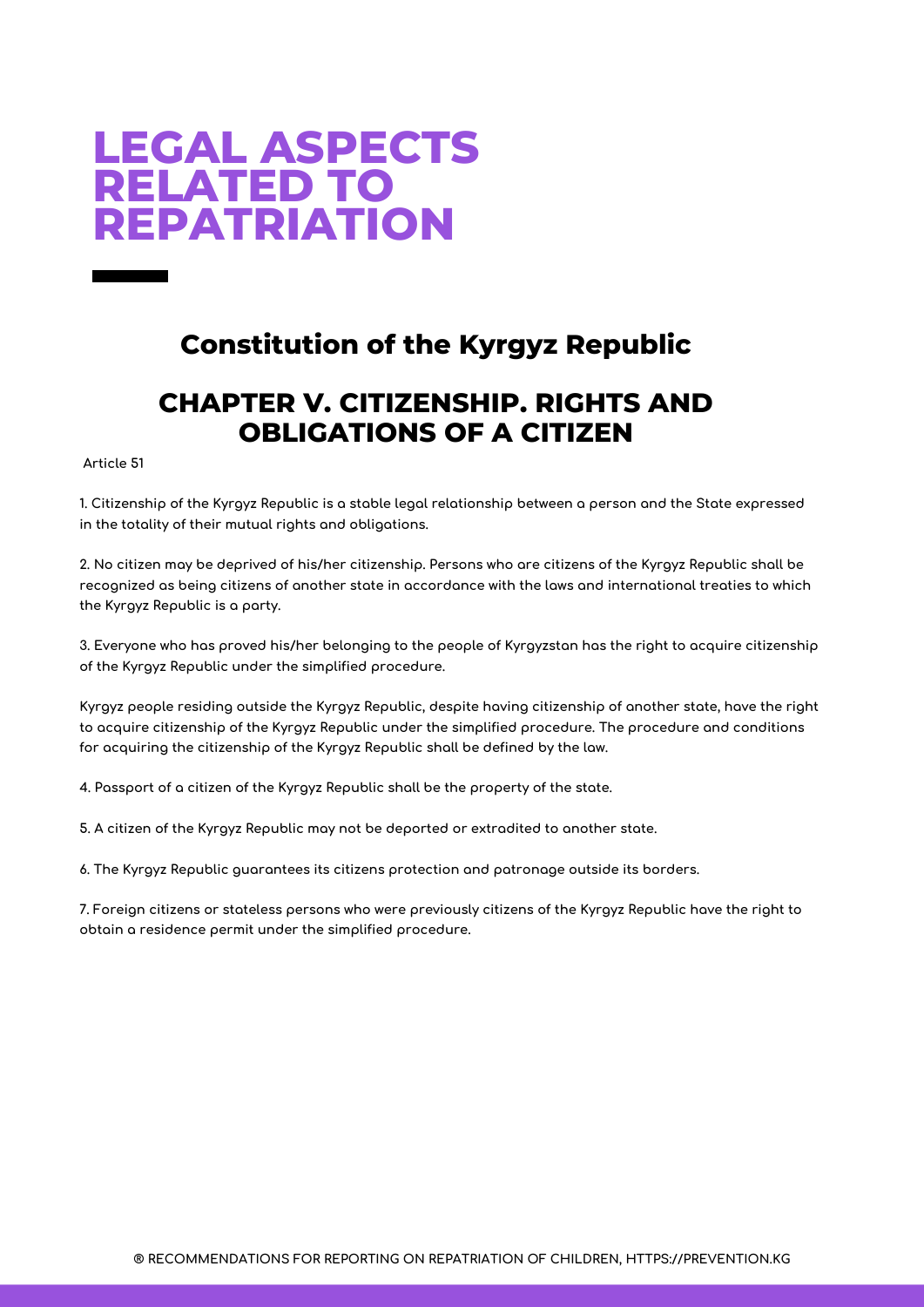# LEGAL ASPECTS RELATED TO REPATRIATION

## Constitution of the Kyrgyz Republic

## CHAPTER V. CITIZENSHIP. RIGHTS AND OBLIGATIONS OF A CITIZEN

Article 51

1. Citizenship of the Kyrgyz Republic is a stable legal relationship between a person and the State expressed in the totality of their mutual rights and obligations.

2. No citizen may be deprived of his/her citizenship. Persons who are citizens of the Kyrgyz Republic shall be recognized as being citizens of another state in accordance with the laws and international treaties to which the Kyrgyz Republic is a party.

3. Everyone who has proved his/her belonging to the people of Kyrgyzstan has the right to acquire citizenship of the Kyrgyz Republic under the simplified procedure.

Kyrgyz people residing outside the Kyrgyz Republic, despite having citizenship of another state, have the right to acquire citizenship of the Kyrgyz Republic under the simplified procedure. The procedure and conditions for acquiring the citizenship of the Kyrgyz Republic shall be defined by the law.

4. Passport of a citizen of the Kyrgyz Republic shall be the property of the state.

5. A citizen of the Kyrgyz Republic may not be deported or extradited to another state.

6. The Kyrgyz Republic guarantees its citizens protection and patronage outside its borders.

7. Foreign citizens or stateless persons who were previously citizens of the Kyrgyz Republic have the right to obtain a residence permit under the simplified procedure.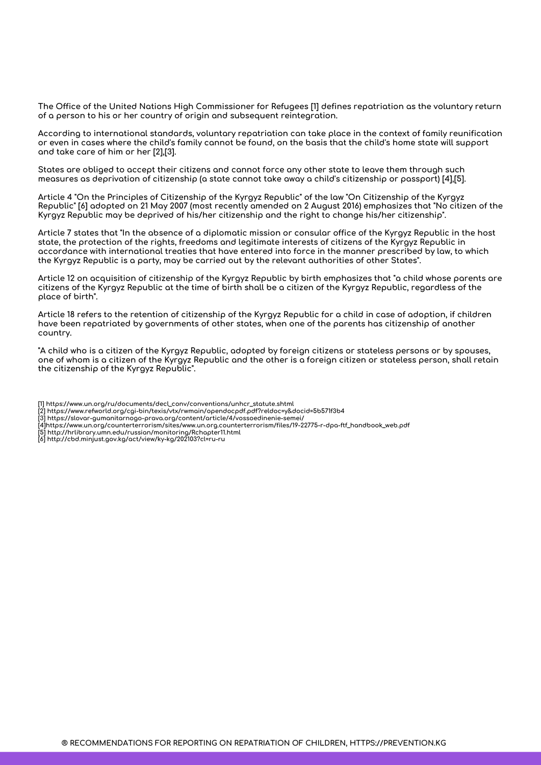The Office of the United Nations High Commissioner for Refugees [1] defines repatriation as the voluntary return of a person to his or her country of origin and subsequent reintegration.

According to international standards, voluntary repatriation can take place in the context of family reunification or even in cases where the child's family cannot be found, on the basis that the child's home state will support and take care of him or her [2],[3].

States are obliged to accept their citizens and cannot force any other state to leave them through such measures as deprivation of citizenship (a state cannot take away a child's citizenship or passport) [4],[5].

Article 4 "On the Principles of Citizenship of the Kyrgyz Republic" of the law "On Citizenship of the Kyrgyz Republic" [6] adopted on 21 May 2007 (most recently amended on 2 August 2016) emphasizes that "No citizen of the Kyrgyz Republic may be deprived of his/her citizenship and the right to change his/her citizenship".

Article 7 states that "In the absence of a diplomatic mission or consular office of the Kyrgyz Republic in the host state, the protection of the rights, freedoms and legitimate interests of citizens of the Kyrgyz Republic in accordance with international treaties that have entered into force in the manner prescribed by law, to which the Kyrgyz Republic is a party, may be carried out by the relevant authorities of other States".

Article 12 on acquisition of citizenship of the Kyrgyz Republic by birth emphasizes that "a child whose parents are citizens of the Kyrgyz Republic at the time of birth shall be a citizen of the Kyrgyz Republic, regardless of the place of birth".

Article 18 refers to the retention of citizenship of the Kyrgyz Republic for a child in case of adoption, if children have been repatriated by governments of other states, when one of the parents has citizenship of another country.

"A child who is a citizen of the Kyrgyz Republic, adopted by foreign citizens or stateless persons or by spouses, one of whom is a citizen of the Kyrgyz Republic and the other is a foreign citizen or stateless person, shall retain the citizenship of the Kyrgyz Republic".

[1] https://www.un.org/ru/documents/decl_conv/conventions/unhcr_statute.shtml
[2] https://www.refworld.org/cgi-bin/texis/vtx/rwmain/opendocpdf.pdf?reldoc=y&docid=5b571f3b4
[3] https://slovar-gumanitarnogo-prava.org/content/article/4/vossoedinenie-semei/
[4]https://www.un.org/counterterrorism/sites/www.un.org.counterterrorism/files/19-22775-r-dpa-ftf_handbook_web.pdf
[5] http://hrlibrary.umn.edu/russian/monitoring/Rchapter11.html
[6] http://cbd.minjust.gov.kg/act/view/ky-kg/202103?cl=ru-ru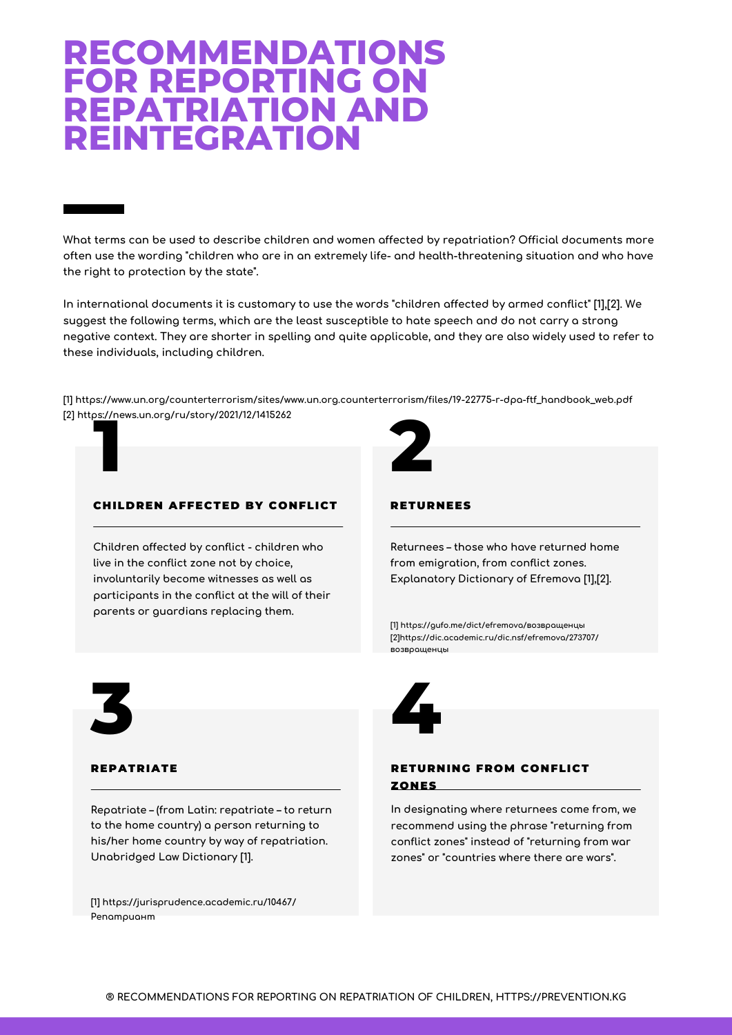# RECOMMENDATIONS FOR REPORTING ON REPATRIATION AND REINTEGRATION

What terms can be used to describe children and women affected by repatriation? Official documents more often use the wording "children who are in an extremely life- and health-threatening situation and who have the right to protection by the state".

In international documents it is customary to use the words "children affected by armed conflict" [1],[2]. We suggest the following terms, which are the least susceptible to hate speech and do not carry a strong negative context. They are shorter in spelling and quite applicable, and they are also widely used to refer to these individuals, including children.

[1] https://www.un.org/counterterrorism/sites/www.un.org.counterterrorism/files/19-22775-r-dpa-ftf_handbook_web.pdf
[2] https://news.un.org/ru/story/2021/12/1415262

## 1

### CHILDREN AFFECTED BY CONFLICT

Children affected by conflict - children who live in the conflict zone not by choice, involuntarily become witnesses as well as participants in the conflict at the will of their parents or guardians replacing them.

## 2

### RETURNEES

Returnees – those who have returned home from emigration, from conflict zones. Explanatory Dictionary of Efremova [1],[2].

[1] https://gufo.me/dict/efremova/возвращенцы
[2]https://dic.academic.ru/dic.nsf/efremova/273707/возвращенцы

## 3

### REPATRIATE

Repatriate – (from Latin: repatriate – to return to the home country) a person returning to his/her home country by way of repatriation. Unabridged Law Dictionary [1].

[1] https://jurisprudence.academic.ru/10467/Репатриант

## 4

### RETURNING FROM CONFLICT ZONES

In designating where returnees come from, we recommend using the phrase "returning from conflict zones" instead of "returning from war zones" or "countries where there are wars".

® RECOMMENDATIONS FOR REPORTING ON REPATRIATION OF CHILDREN, HTTPS://PREVENTION.KG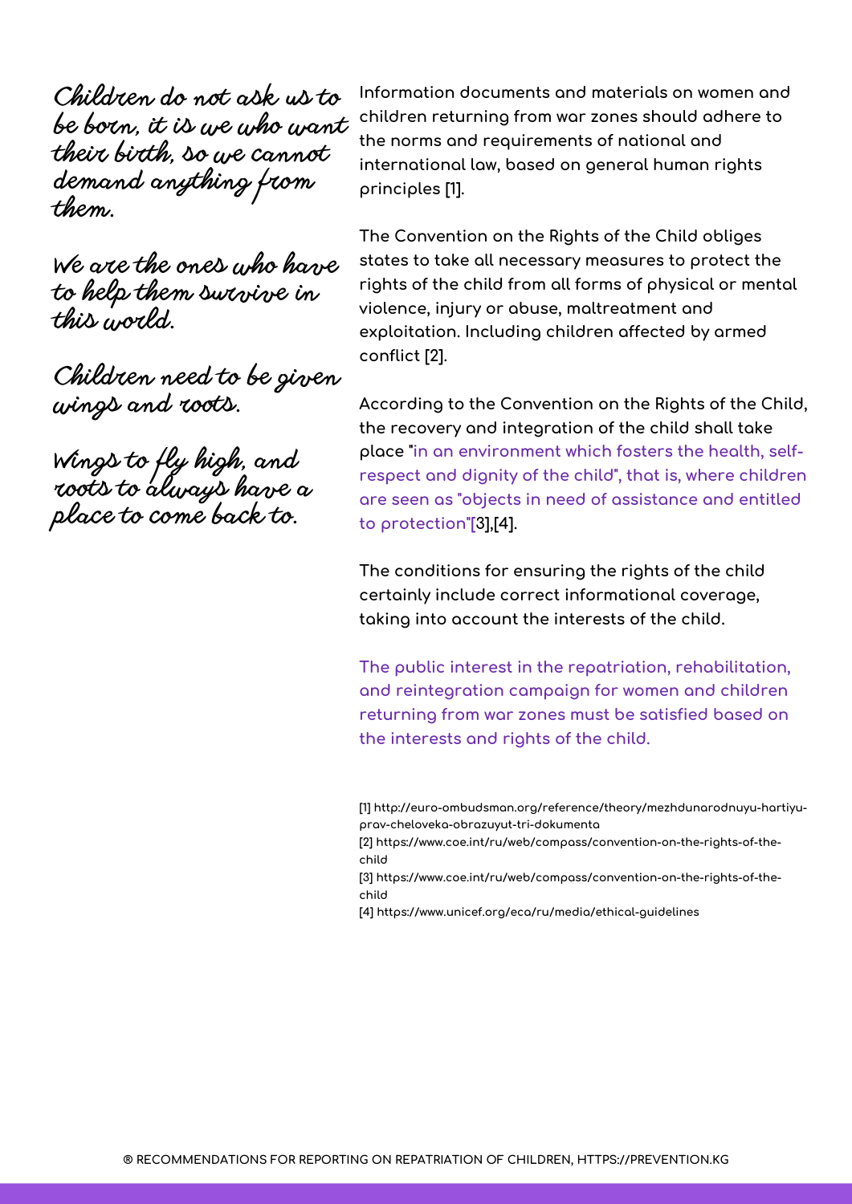*Children do not ask us to be born, it is we who want their birth, so we cannot demand anything from them.*

*We are the ones who have to help them survive in this world.*

*Children need to be given wings and roots.*

*Wings to fly high, and roots to always have a place to come back to.*

Information documents and materials on women and children returning from war zones should adhere to the norms and requirements of national and international law, based on general human rights principles [1].

The Convention on the Rights of the Child obliges states to take all necessary measures to protect the rights of the child from all forms of physical or mental violence, injury or abuse, maltreatment and exploitation. Including children affected by armed conflict [2].

According to the Convention on the Rights of the Child, the recovery and integration of the child shall take place "in an environment which fosters the health, self-respect and dignity of the child", that is, where children are seen as "objects in need of assistance and entitled to protection"[3],[4].

The conditions for ensuring the rights of the child certainly include correct informational coverage, taking into account the interests of the child.

The public interest in the repatriation, rehabilitation, and reintegration campaign for women and children returning from war zones must be satisfied based on the interests and rights of the child.

[1] http://euro-ombudsman.org/reference/theory/mezhdunarodnuyu-hartiyu-prav-cheloveka-obrazuyut-tri-dokumenta
[2] https://www.coe.int/ru/web/compass/convention-on-the-rights-of-the-child
[3] https://www.coe.int/ru/web/compass/convention-on-the-rights-of-the-child
[4] https://www.unicef.org/eca/ru/media/ethical-guidelines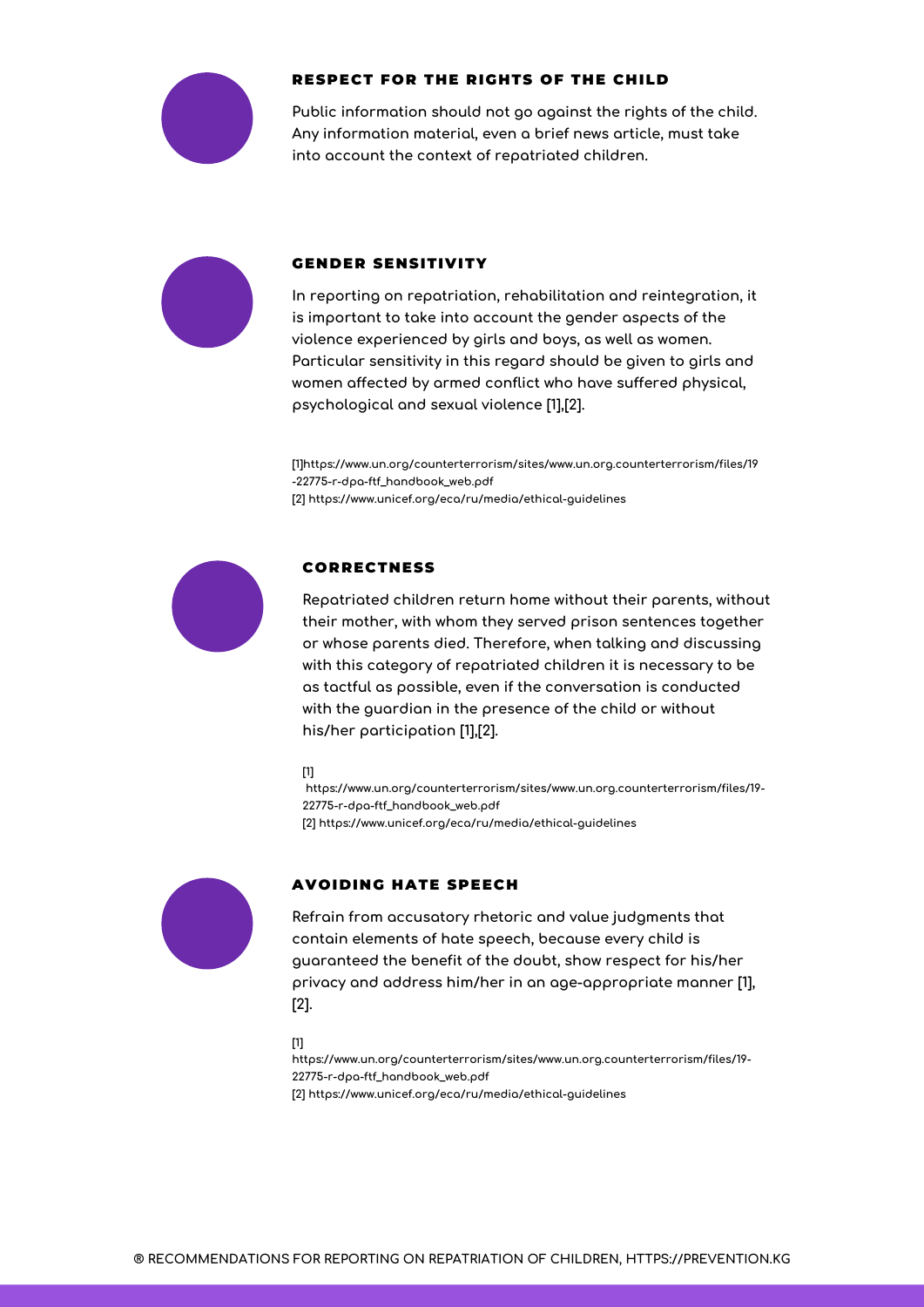### RESPECT FOR THE RIGHTS OF THE CHILD

Public information should not go against the rights of the child. Any information material, even a brief news article, must take into account the context of repatriated children.

### GENDER SENSITIVITY

In reporting on repatriation, rehabilitation and reintegration, it is important to take into account the gender aspects of the violence experienced by girls and boys, as well as women. Particular sensitivity in this regard should be given to girls and women affected by armed conflict who have suffered physical, psychological and sexual violence [1],[2].

[1]https://www.un.org/counterterrorism/sites/www.un.org.counterterrorism/files/19-22775-r-dpa-ftf_handbook_web.pdf
[2] https://www.unicef.org/eca/ru/media/ethical-guidelines

### CORRECTNESS

Repatriated children return home without their parents, without their mother, with whom they served prison sentences together or whose parents died. Therefore, when talking and discussing with this category of repatriated children it is necessary to be as tactful as possible, even if the conversation is conducted with the guardian in the presence of the child or without his/her participation [1],[2].

[1] https://www.un.org/counterterrorism/sites/www.un.org.counterterrorism/files/19-22775-r-dpa-ftf_handbook_web.pdf
[2] https://www.unicef.org/eca/ru/media/ethical-guidelines

### AVOIDING HATE SPEECH

Refrain from accusatory rhetoric and value judgments that contain elements of hate speech, because every child is guaranteed the benefit of the doubt, show respect for his/her privacy and address him/her in an age-appropriate manner [1], [2].

[1] https://www.un.org/counterterrorism/sites/www.un.org.counterterrorism/files/19-22775-r-dpa-ftf_handbook_web.pdf
[2] https://www.unicef.org/eca/ru/media/ethical-guidelines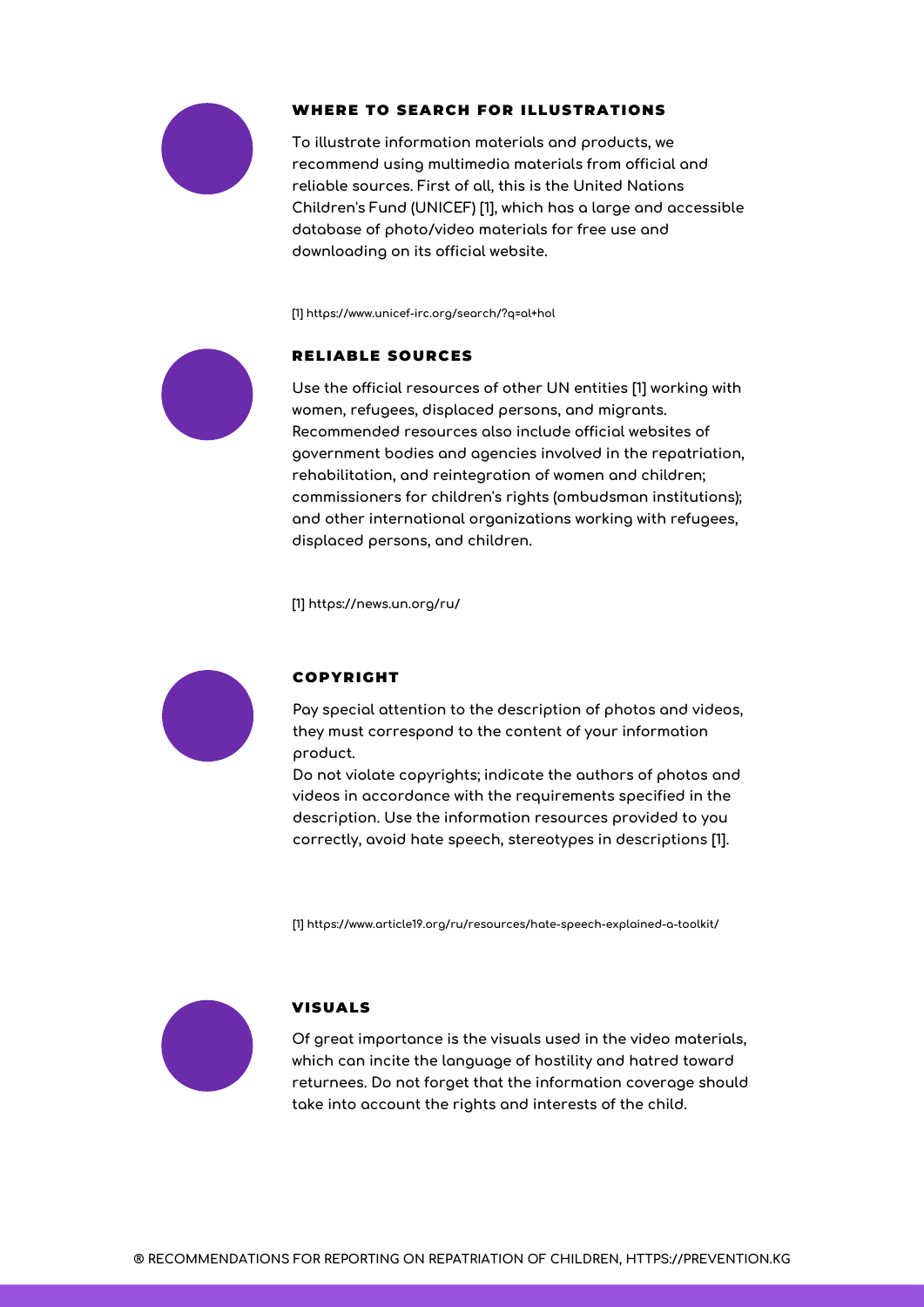## WHERE TO SEARCH FOR ILLUSTRATIONS

To illustrate information materials and products, we recommend using multimedia materials from official and reliable sources. First of all, this is the United Nations Children's Fund (UNICEF) [1], which has a large and accessible database of photo/video materials for free use and downloading on its official website.

[1] https://www.unicef-irc.org/search/?q=al+hol

## RELIABLE SOURCES

Use the official resources of other UN entities [1] working with women, refugees, displaced persons, and migrants. Recommended resources also include official websites of government bodies and agencies involved in the repatriation, rehabilitation, and reintegration of women and children; commissioners for children's rights (ombudsman institutions); and other international organizations working with refugees, displaced persons, and children.

[1] https://news.un.org/ru/

## COPYRIGHT

Pay special attention to the description of photos and videos, they must correspond to the content of your information product.

Do not violate copyrights; indicate the authors of photos and videos in accordance with the requirements specified in the description. Use the information resources provided to you correctly, avoid hate speech, stereotypes in descriptions [1].

[1] https://www.article19.org/ru/resources/hate-speech-explained-a-toolkit/

## VISUALS

Of great importance is the visuals used in the video materials, which can incite the language of hostility and hatred toward returnees. Do not forget that the information coverage should take into account the rights and interests of the child.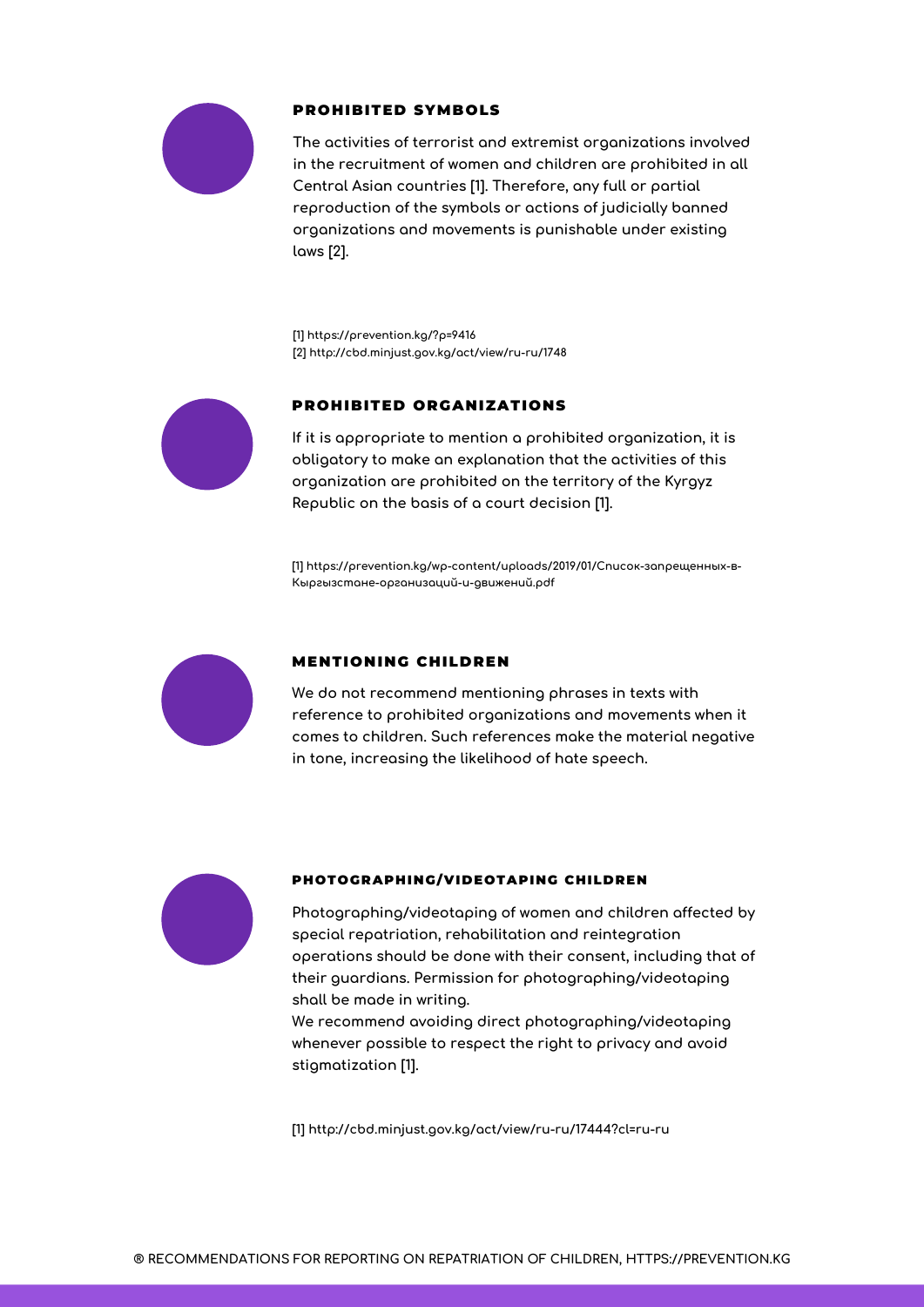## PROHIBITED SYMBOLS

The activities of terrorist and extremist organizations involved in the recruitment of women and children are prohibited in all Central Asian countries [1]. Therefore, any full or partial reproduction of the symbols or actions of judicially banned organizations and movements is punishable under existing laws [2].

[1] https://prevention.kg/?p=9416
[2] http://cbd.minjust.gov.kg/act/view/ru-ru/1748

## PROHIBITED ORGANIZATIONS

If it is appropriate to mention a prohibited organization, it is obligatory to make an explanation that the activities of this organization are prohibited on the territory of the Kyrgyz Republic on the basis of a court decision [1].

[1] https://prevention.kg/wp-content/uploads/2019/01/Список-запрещенных-в-Кыргызстане-организаций-и-движений.pdf

## MENTIONING CHILDREN

We do not recommend mentioning phrases in texts with reference to prohibited organizations and movements when it comes to children. Such references make the material negative in tone, increasing the likelihood of hate speech.

## PHOTOGRAPHING/VIDEOTAPING CHILDREN

Photographing/videotaping of women and children affected by special repatriation, rehabilitation and reintegration operations should be done with their consent, including that of their guardians. Permission for photographing/videotaping shall be made in writing.

We recommend avoiding direct photographing/videotaping whenever possible to respect the right to privacy and avoid stigmatization [1].

[1] http://cbd.minjust.gov.kg/act/view/ru-ru/17444?cl=ru-ru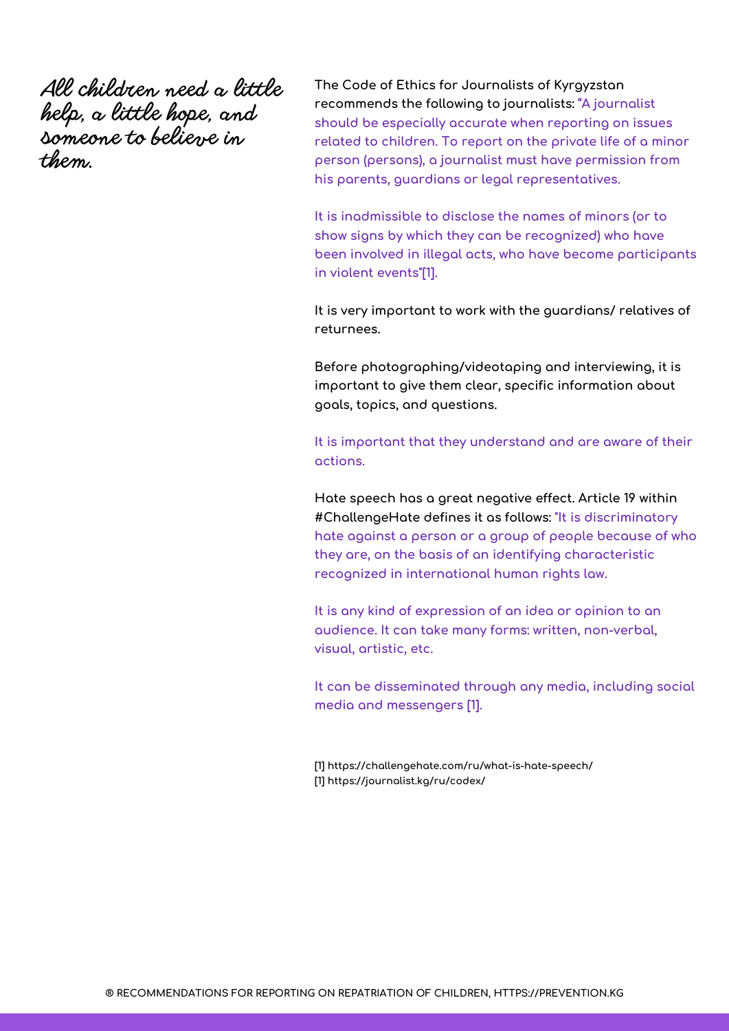*All children need a little help, a little hope, and someone to believe in them.*

The Code of Ethics for Journalists of Kyrgyzstan recommends the following to journalists: "A journalist should be especially accurate when reporting on issues related to children. To report on the private life of a minor person (persons), a journalist must have permission from his parents, guardians or legal representatives.

It is inadmissible to disclose the names of minors (or to show signs by which they can be recognized) who have been involved in illegal acts, who have become participants in violent events"[1].

It is very important to work with the guardians/ relatives of returnees.

Before photographing/videotaping and interviewing, it is important to give them clear, specific information about goals, topics, and questions.

It is important that they understand and are aware of their actions.

Hate speech has a great negative effect. Article 19 within #ChallengeHate defines it as follows: "It is discriminatory hate against a person or a group of people because of who they are, on the basis of an identifying characteristic recognized in international human rights law.

It is any kind of expression of an idea or opinion to an audience. It can take many forms: written, non-verbal, visual, artistic, etc.

It can be disseminated through any media, including social media and messengers [1].

[1] https://challengehate.com/ru/what-is-hate-speech/
[1] https://journalist.kg/ru/codex/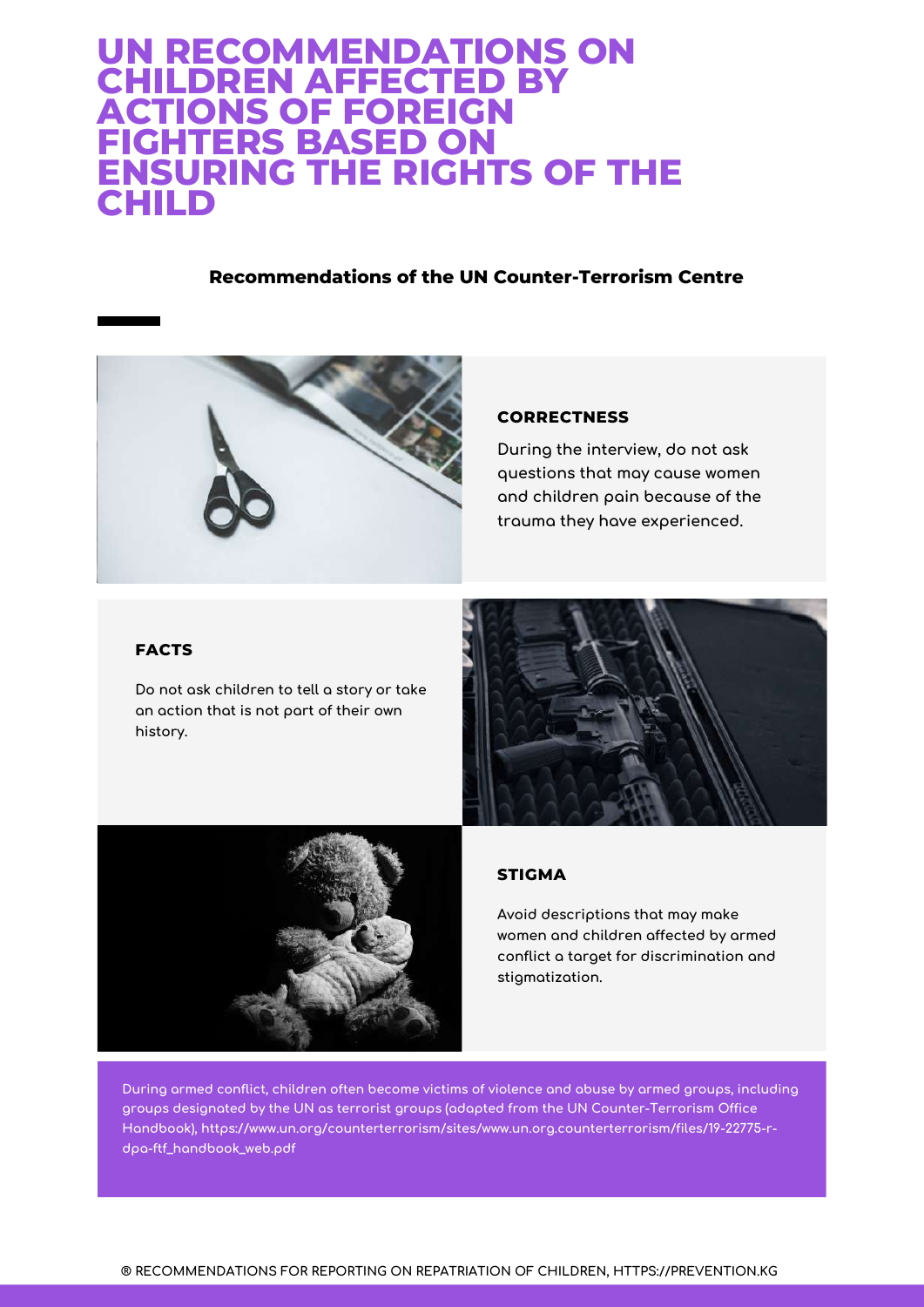# UN RECOMMENDATIONS ON CHILDREN AFFECTED BY ACTIONS OF FOREIGN FIGHTERS BASED ON ENSURING THE RIGHTS OF THE CHILD

**Recommendations of the UN Counter-Terrorism Centre**

### CORRECTNESS

During the interview, do not ask questions that may cause women and children pain because of the trauma they have experienced.

### FACTS

Do not ask children to tell a story or take an action that is not part of their own history.

### STIGMA

Avoid descriptions that may make women and children affected by armed conflict a target for discrimination and stigmatization.

During armed conflict, children often become victims of violence and abuse by armed groups, including groups designated by the UN as terrorist groups (adapted from the UN Counter-Terrorism Office Handbook), https://www.un.org/counterterrorism/sites/www.un.org.counterterrorism/files/19-22775-r-dpa-ftf_handbook_web.pdf

® RECOMMENDATIONS FOR REPORTING ON REPATRIATION OF CHILDREN, HTTPS://PREVENTION.KG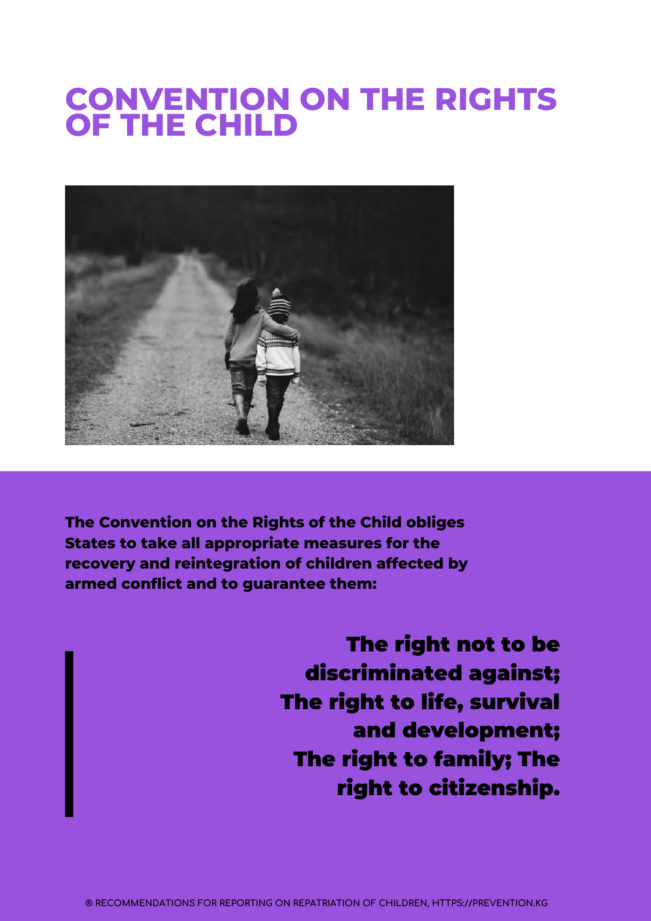# CONVENTION ON THE RIGHTS OF THE CHILD

**The Convention on the Rights of the Child obliges States to take all appropriate measures for the recovery and reintegration of children affected by armed conflict and to guarantee them:**

**The right not to be discriminated against; The right to life, survival and development; The right to family; The right to citizenship.**

® RECOMMENDATIONS FOR REPORTING ON REPATRIATION OF CHILDREN, HTTPS://PREVENTION.KG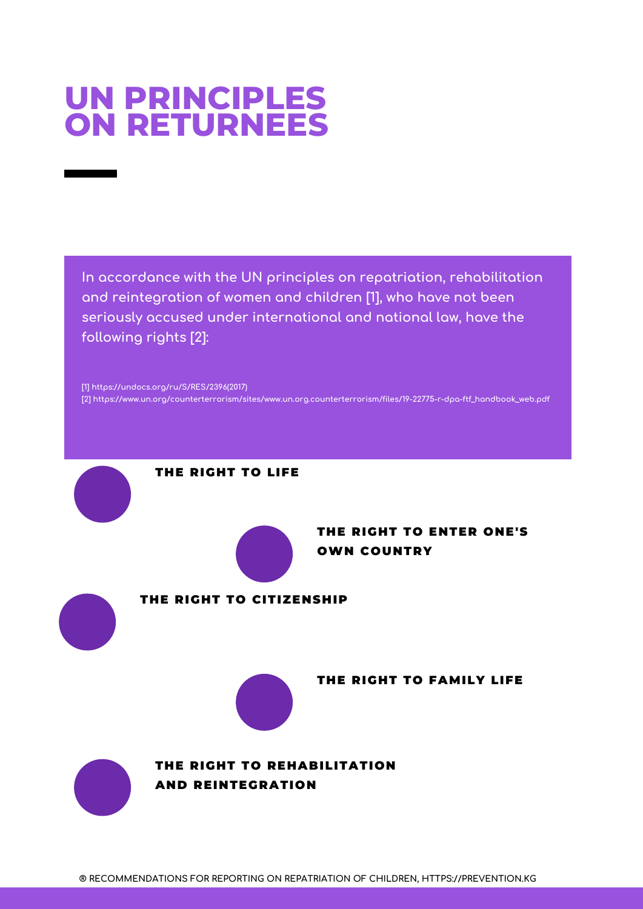# UN PRINCIPLES ON RETURNEES

In accordance with the UN principles on repatriation, rehabilitation and reintegration of women and children [1], who have not been seriously accused under international and national law, have the following rights [2]:

[1] https://undocs.org/ru/S/RES/2396(2017)
[2] https://www.un.org/counterterrorism/sites/www.un.org.counterterrorism/files/19-22775-r-dpa-ftf_handbook_web.pdf

- **THE RIGHT TO LIFE**
- **THE RIGHT TO ENTER ONE'S OWN COUNTRY**
- **THE RIGHT TO CITIZENSHIP**
- **THE RIGHT TO FAMILY LIFE**
- **THE RIGHT TO REHABILITATION AND REINTEGRATION**

® RECOMMENDATIONS FOR REPORTING ON REPATRIATION OF CHILDREN, HTTPS://PREVENTION.KG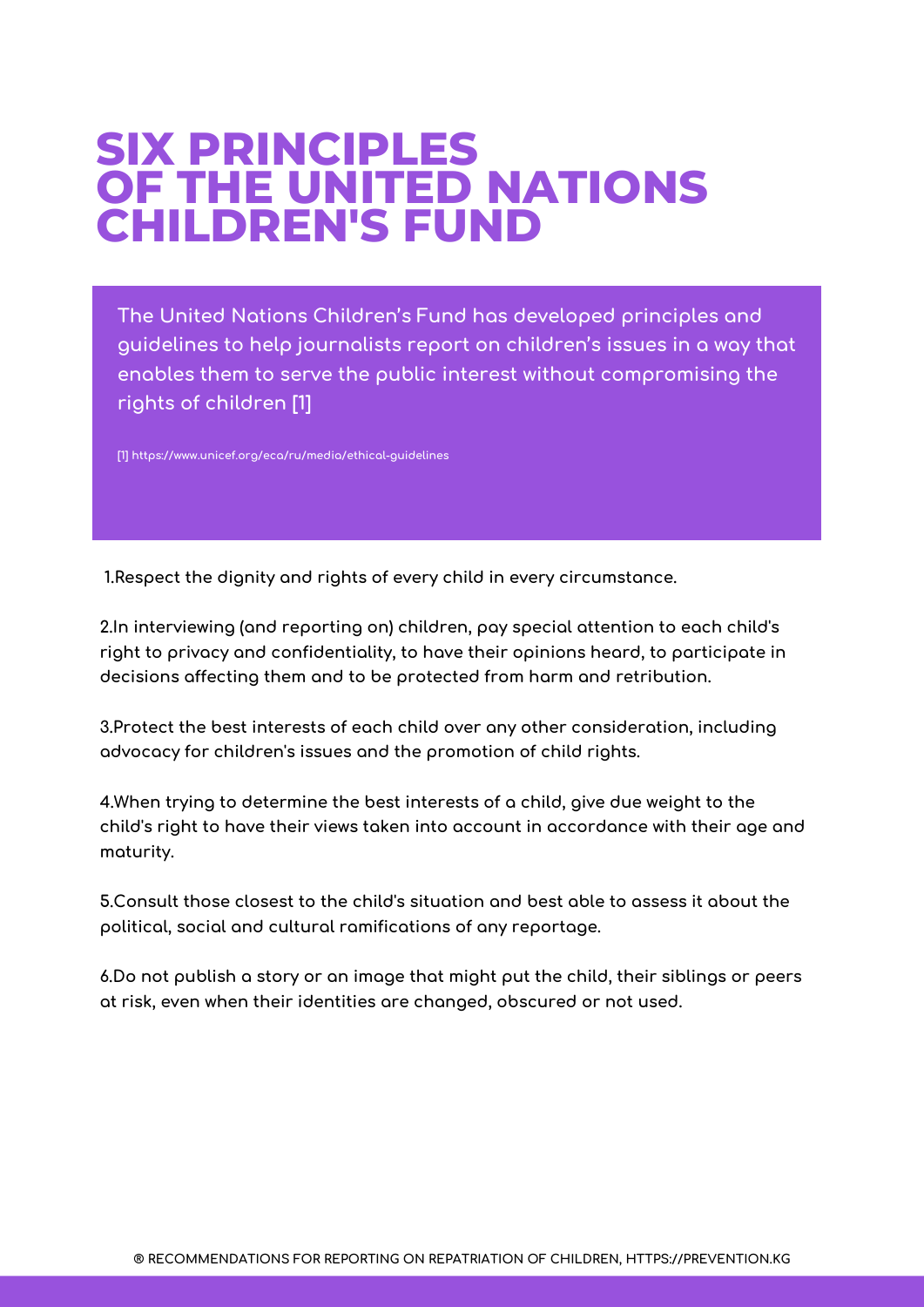# SIX PRINCIPLES OF THE UNITED NATIONS CHILDREN'S FUND

The United Nations Children's Fund has developed principles and guidelines to help journalists report on children's issues in a way that enables them to serve the public interest without compromising the rights of children [1]

[1] https://www.unicef.org/eca/ru/media/ethical-guidelines

1. Respect the dignity and rights of every child in every circumstance.

2. In interviewing (and reporting on) children, pay special attention to each child's right to privacy and confidentiality, to have their opinions heard, to participate in decisions affecting them and to be protected from harm and retribution.

3. Protect the best interests of each child over any other consideration, including advocacy for children's issues and the promotion of child rights.

4. When trying to determine the best interests of a child, give due weight to the child's right to have their views taken into account in accordance with their age and maturity.

5. Consult those closest to the child's situation and best able to assess it about the political, social and cultural ramifications of any reportage.

6. Do not publish a story or an image that might put the child, their siblings or peers at risk, even when their identities are changed, obscured or not used.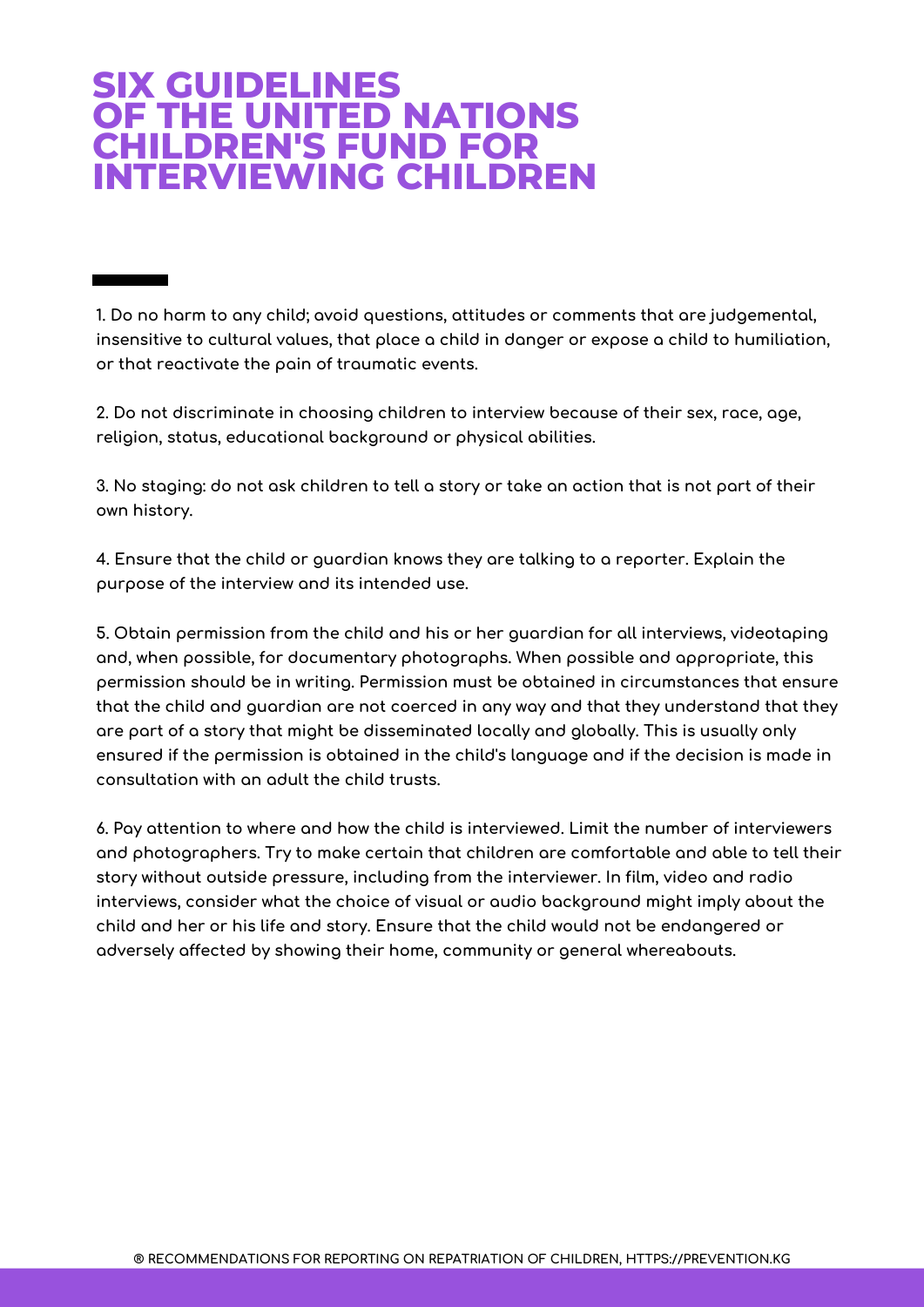# SIX GUIDELINES OF THE UNITED NATIONS CHILDREN'S FUND FOR INTERVIEWING CHILDREN

1. Do no harm to any child; avoid questions, attitudes or comments that are judgemental, insensitive to cultural values, that place a child in danger or expose a child to humiliation, or that reactivate the pain of traumatic events.

2. Do not discriminate in choosing children to interview because of their sex, race, age, religion, status, educational background or physical abilities.

3. No staging: do not ask children to tell a story or take an action that is not part of their own history.

4. Ensure that the child or guardian knows they are talking to a reporter. Explain the purpose of the interview and its intended use.

5. Obtain permission from the child and his or her guardian for all interviews, videotaping and, when possible, for documentary photographs. When possible and appropriate, this permission should be in writing. Permission must be obtained in circumstances that ensure that the child and guardian are not coerced in any way and that they understand that they are part of a story that might be disseminated locally and globally. This is usually only ensured if the permission is obtained in the child's language and if the decision is made in consultation with an adult the child trusts.

6. Pay attention to where and how the child is interviewed. Limit the number of interviewers and photographers. Try to make certain that children are comfortable and able to tell their story without outside pressure, including from the interviewer. In film, video and radio interviews, consider what the choice of visual or audio background might imply about the child and her or his life and story. Ensure that the child would not be endangered or adversely affected by showing their home, community or general whereabouts.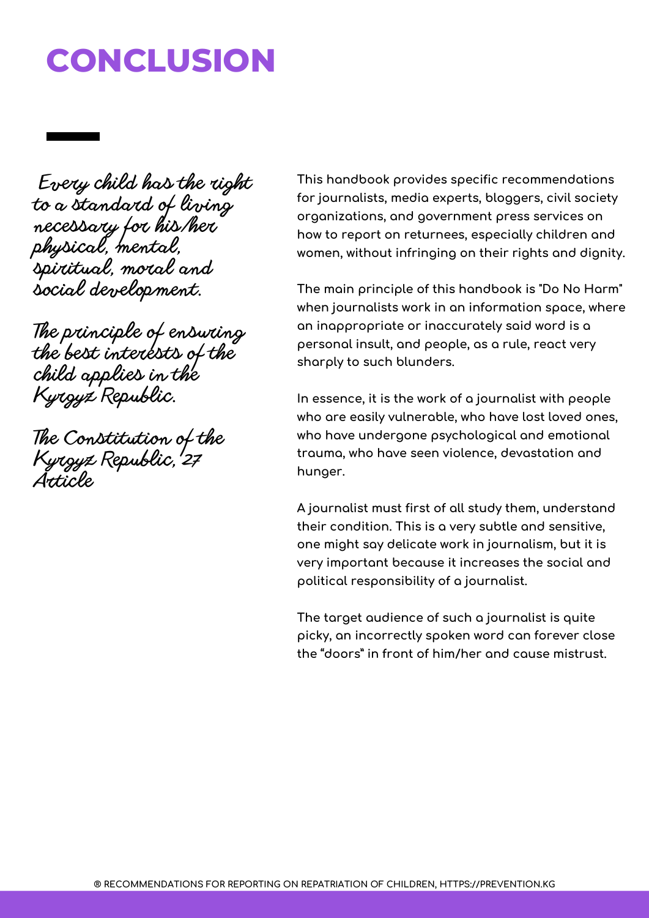# CONCLUSION

*Every child has the right to a standard of living necessary for his/her physical, mental, spiritual, moral and social development.*

*The principle of ensuring the best interests of the child applies in the Kyrgyz Republic.*

*The Constitution of the Kyrgyz Republic, 27 Article*

This handbook provides specific recommendations for journalists, media experts, bloggers, civil society organizations, and government press services on how to report on returnees, especially children and women, without infringing on their rights and dignity.

The main principle of this handbook is "Do No Harm" when journalists work in an information space, where an inappropriate or inaccurately said word is a personal insult, and people, as a rule, react very sharply to such blunders.

In essence, it is the work of a journalist with people who are easily vulnerable, who have lost loved ones, who have undergone psychological and emotional trauma, who have seen violence, devastation and hunger.

A journalist must first of all study them, understand their condition. This is a very subtle and sensitive, one might say delicate work in journalism, but it is very important because it increases the social and political responsibility of a journalist.

The target audience of such a journalist is quite picky, an incorrectly spoken word can forever close the "doors" in front of him/her and cause mistrust.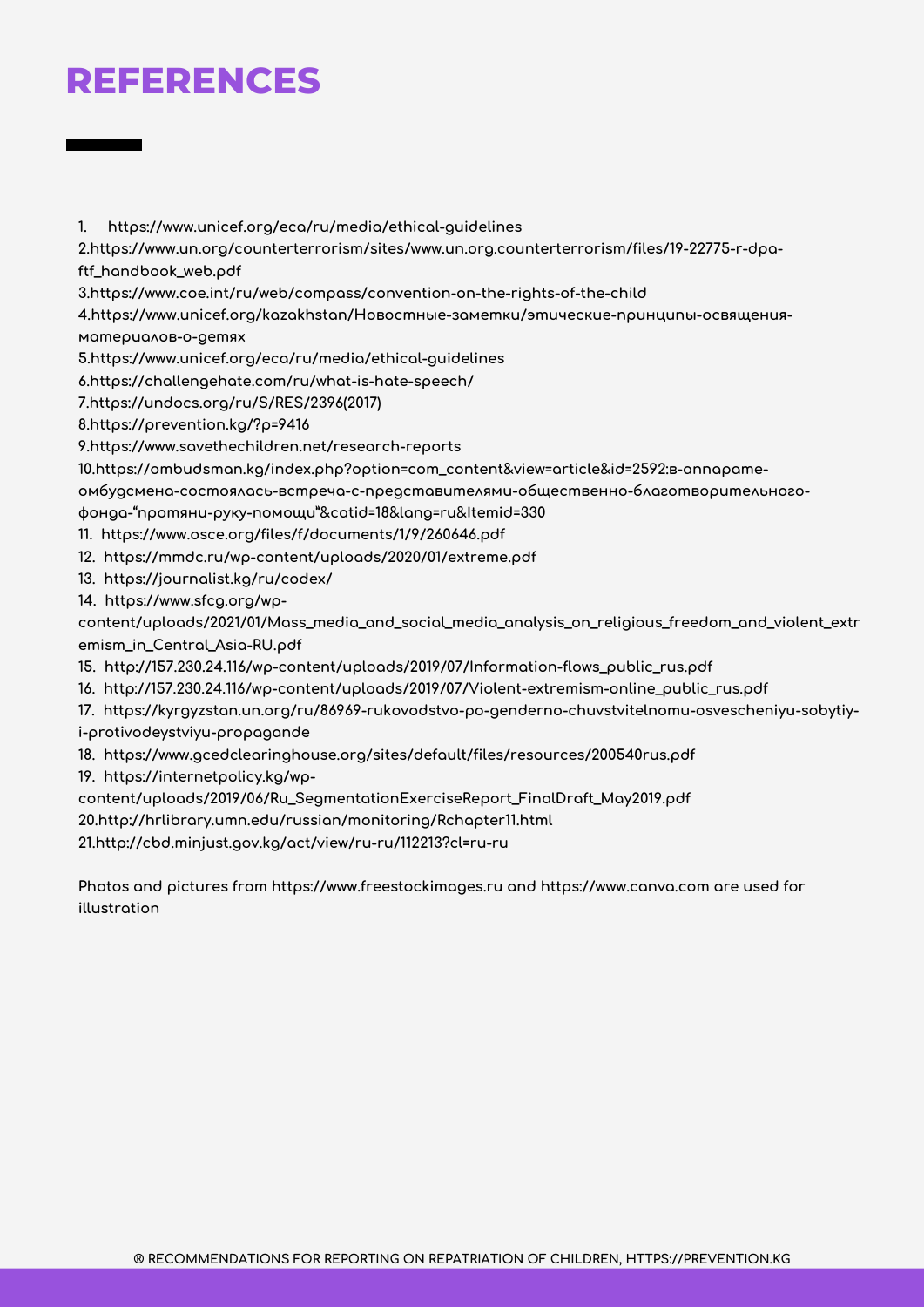# REFERENCES

1. https://www.unicef.org/eca/ru/media/ethical-guidelines
2. https://www.un.org/counterterrorism/sites/www.un.org.counterterrorism/files/19-22775-r-dpa-ftf_handbook_web.pdf
3. https://www.coe.int/ru/web/compass/convention-on-the-rights-of-the-child
4. https://www.unicef.org/kazakhstan/Новостные-заметки/этические-принципы-освящения-материалов-о-детях
5. https://www.unicef.org/eca/ru/media/ethical-guidelines
6. https://challengehate.com/ru/what-is-hate-speech/
7. https://undocs.org/ru/S/RES/2396(2017)
8. https://prevention.kg/?p=9416
9. https://www.savethechildren.net/research-reports
10. https://ombudsman.kg/index.php?option=com_content&view=article&id=2592:в-аппарате-омбудсмена-состоялась-встреча-с-представителями-общественно-благотворительного-фонда-"протяни-руку-помощи"&catid=18&lang=ru&Itemid=330
11. https://www.osce.org/files/f/documents/1/9/260646.pdf
12. https://mmdc.ru/wp-content/uploads/2020/01/extreme.pdf
13. https://journalist.kg/ru/codex/
14. https://www.sfcg.org/wp-content/uploads/2021/01/Mass_media_and_social_media_analysis_on_religious_freedom_and_violent_extremism_in_Central_Asia-RU.pdf
15. http://157.230.24.116/wp-content/uploads/2019/07/Information-flows_public_rus.pdf
16. http://157.230.24.116/wp-content/uploads/2019/07/Violent-extremism-online_public_rus.pdf
17. https://kyrgyzstan.un.org/ru/86969-rukovodstvo-po-genderno-chuvstvitelnomu-osvescheniyu-sobytiy-i-protivodeystviyu-propagande
18. https://www.gcedclearinghouse.org/sites/default/files/resources/200540rus.pdf
19. https://internetpolicy.kg/wp-content/uploads/2019/06/Ru_SegmentationExerciseReport_FinalDraft_May2019.pdf
20. http://hrlibrary.umn.edu/russian/monitoring/Rchapter11.html
21. http://cbd.minjust.gov.kg/act/view/ru-ru/112213?cl=ru-ru

Photos and pictures from https://www.freestockimages.ru and https://www.canva.com are used for illustration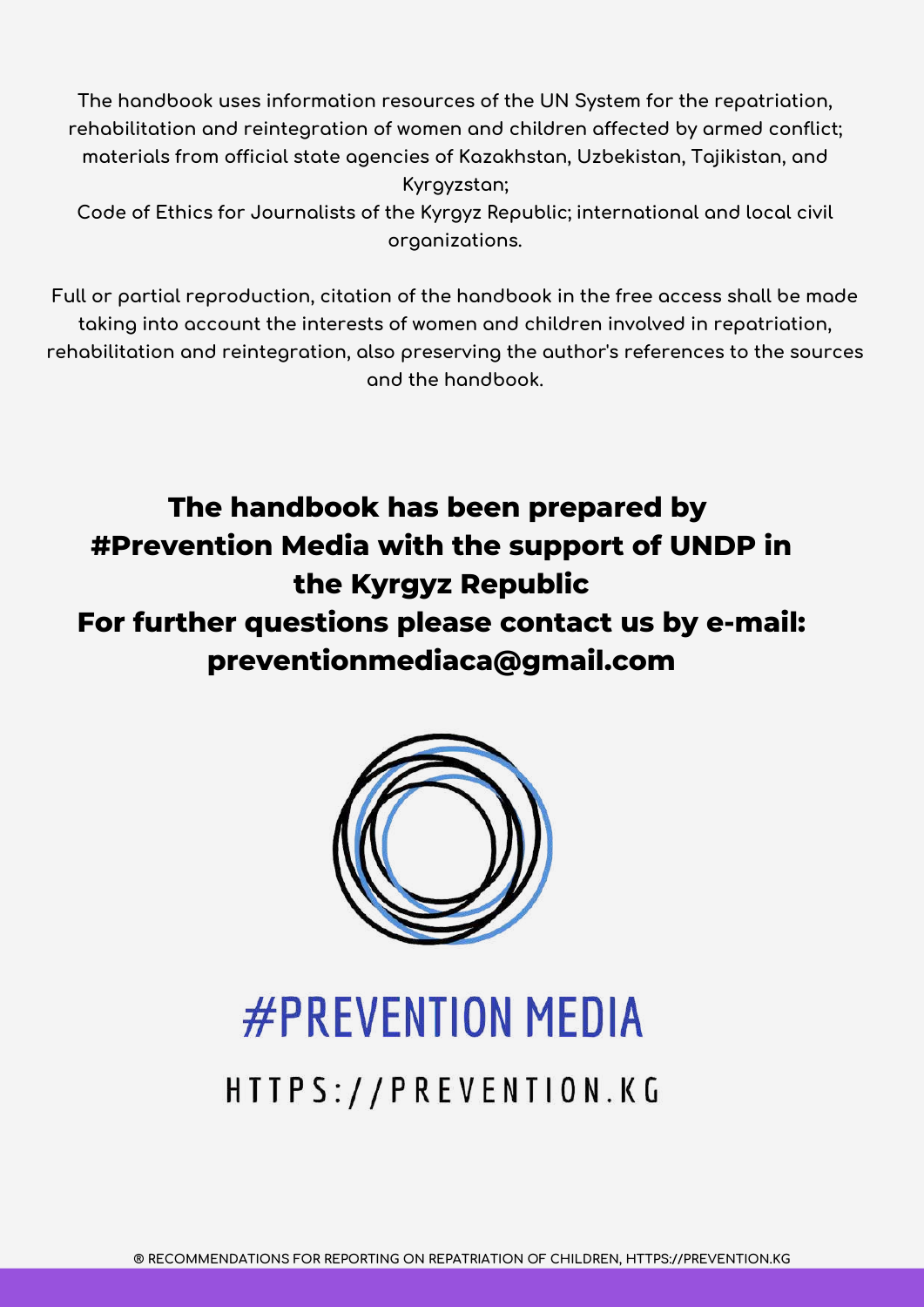The handbook uses information resources of the UN System for the repatriation, rehabilitation and reintegration of women and children affected by armed conflict; materials from official state agencies of Kazakhstan, Uzbekistan, Tajikistan, and Kyrgyzstan;
Code of Ethics for Journalists of the Kyrgyz Republic; international and local civil organizations.

Full or partial reproduction, citation of the handbook in the free access shall be made taking into account the interests of women and children involved in repatriation, rehabilitation and reintegration, also preserving the author's references to the sources and the handbook.

**The handbook has been prepared by #Prevention Media with the support of UNDP in the Kyrgyz Republic**
**For further questions please contact us by e-mail: preventionmediaca@gmail.com**

#PREVENTION MEDIA

HTTPS://PREVENTION.KG